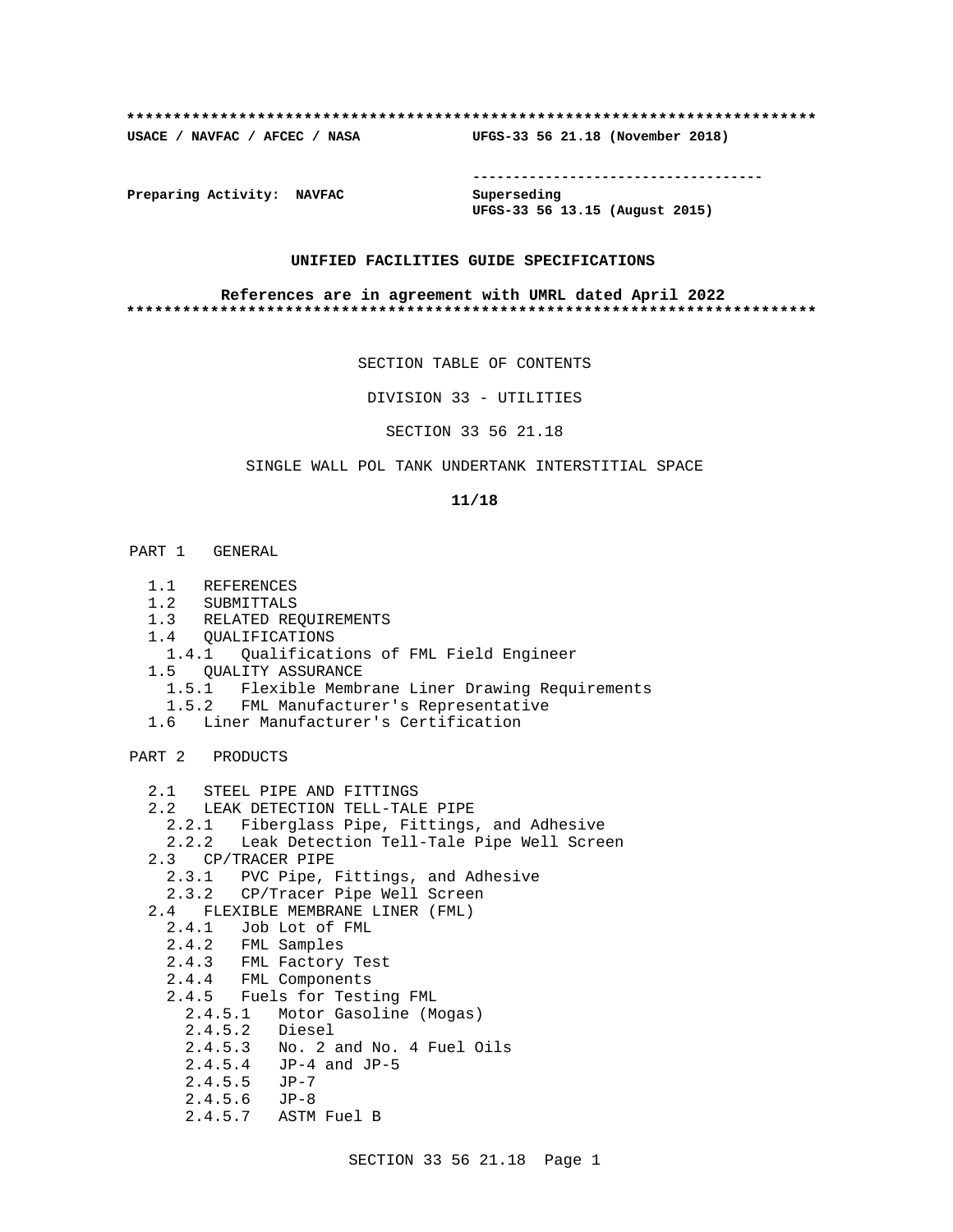**************************************************************************

**USACE / NAVFAC / AFCEC / NASA** **UFGS-33 56 21.18 (November 2018)**

-----------------------------------

**Preparing Activity: NAVFAC** **Superseding**
**UFGS-33 56 13.15 (August 2015)**

**UNIFIED FACILITIES GUIDE SPECIFICATIONS**

**References are in agreement with UMRL dated April 2022**

**************************************************************************

SECTION TABLE OF CONTENTS

DIVISION 33 - UTILITIES

SECTION 33 56 21.18

SINGLE WALL POL TANK UNDERTANK INTERSTITIAL SPACE

**11/18**

PART 1 GENERAL

- 1.1 REFERENCES
- 1.2 SUBMITTALS
- 1.3 RELATED REQUIREMENTS
- 1.4 QUALIFICATIONS
  - 1.4.1 Qualifications of FML Field Engineer
- 1.5 QUALITY ASSURANCE
  - 1.5.1 Flexible Membrane Liner Drawing Requirements
  - 1.5.2 FML Manufacturer's Representative
- 1.6 Liner Manufacturer's Certification

PART 2 PRODUCTS

- 2.1 STEEL PIPE AND FITTINGS
- 2.2 LEAK DETECTION TELL-TALE PIPE
  - 2.2.1 Fiberglass Pipe, Fittings, and Adhesive
  - 2.2.2 Leak Detection Tell-Tale Pipe Well Screen
- 2.3 CP/TRACER PIPE
  - 2.3.1 PVC Pipe, Fittings, and Adhesive
  - 2.3.2 CP/Tracer Pipe Well Screen
- 2.4 FLEXIBLE MEMBRANE LINER (FML)
  - 2.4.1 Job Lot of FML
  - 2.4.2 FML Samples
  - 2.4.3 FML Factory Test
  - 2.4.4 FML Components
  - 2.4.5 Fuels for Testing FML
    - 2.4.5.1 Motor Gasoline (Mogas)
    - 2.4.5.2 Diesel
    - 2.4.5.3 No. 2 and No. 4 Fuel Oils
    - 2.4.5.4 JP-4 and JP-5
    - 2.4.5.5 JP-7
    - 2.4.5.6 JP-8
    - 2.4.5.7 ASTM Fuel B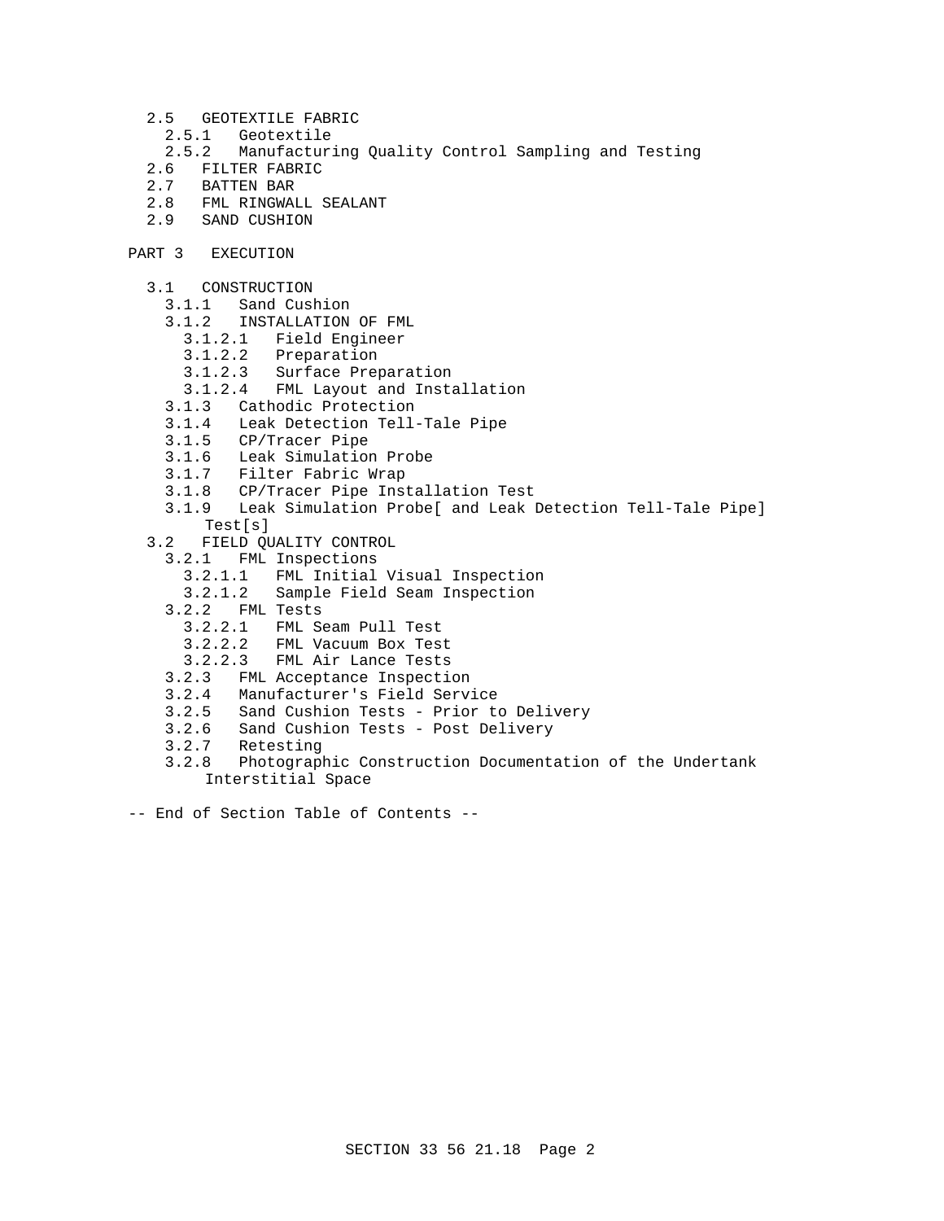2.5 GEOTEXTILE FABRIC
  2.5.1 Geotextile
  2.5.2 Manufacturing Quality Control Sampling and Testing
2.6 FILTER FABRIC
2.7 BATTEN BAR
2.8 FML RINGWALL SEALANT
2.9 SAND CUSHION

PART 3 EXECUTION

3.1 CONSTRUCTION
  3.1.1 Sand Cushion
  3.1.2 INSTALLATION OF FML
    3.1.2.1 Field Engineer
    3.1.2.2 Preparation
    3.1.2.3 Surface Preparation
    3.1.2.4 FML Layout and Installation
  3.1.3 Cathodic Protection
  3.1.4 Leak Detection Tell-Tale Pipe
  3.1.5 CP/Tracer Pipe
  3.1.6 Leak Simulation Probe
  3.1.7 Filter Fabric Wrap
  3.1.8 CP/Tracer Pipe Installation Test
  3.1.9 Leak Simulation Probe[ and Leak Detection Tell-Tale Pipe] Test[s]
3.2 FIELD QUALITY CONTROL
  3.2.1 FML Inspections
    3.2.1.1 FML Initial Visual Inspection
    3.2.1.2 Sample Field Seam Inspection
  3.2.2 FML Tests
    3.2.2.1 FML Seam Pull Test
    3.2.2.2 FML Vacuum Box Test
    3.2.2.3 FML Air Lance Tests
  3.2.3 FML Acceptance Inspection
  3.2.4 Manufacturer's Field Service
  3.2.5 Sand Cushion Tests - Prior to Delivery
  3.2.6 Sand Cushion Tests - Post Delivery
  3.2.7 Retesting
  3.2.8 Photographic Construction Documentation of the Undertank Interstitial Space

-- End of Section Table of Contents --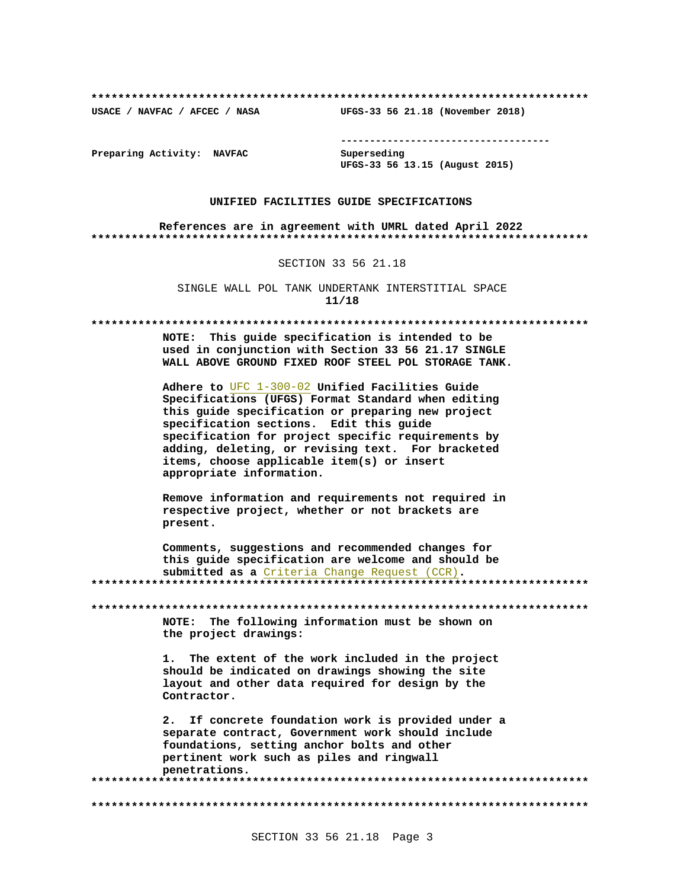**************************************************************************

USACE / NAVFAC / AFCEC / NASA UFGS-33 56 21.18 (November 2018)

-----------------------------------

Preparing Activity: NAVFAC

Superseding
UFGS-33 56 13.15 (August 2015)

UNIFIED FACILITIES GUIDE SPECIFICATIONS

References are in agreement with UMRL dated April 2022

**************************************************************************

SECTION 33 56 21.18

SINGLE WALL POL TANK UNDERTANK INTERSTITIAL SPACE

**11/18**

**************************************************************************

**NOTE: This guide specification is intended to be used in conjunction with Section 33 56 21.17 SINGLE WALL ABOVE GROUND FIXED ROOF STEEL POL STORAGE TANK.**

**Adhere to** UFC 1-300-02 **Unified Facilities Guide Specifications (UFGS) Format Standard when editing this guide specification or preparing new project specification sections. Edit this guide specification for project specific requirements by adding, deleting, or revising text. For bracketed items, choose applicable item(s) or insert appropriate information.**

**Remove information and requirements not required in respective project, whether or not brackets are present.**

**Comments, suggestions and recommended changes for this guide specification are welcome and should be submitted as a** Criteria Change Request (CCR)**.**

**************************************************************************

**************************************************************************

**NOTE: The following information must be shown on the project drawings:**

**1. The extent of the work included in the project should be indicated on drawings showing the site layout and other data required for design by the Contractor.**

**2. If concrete foundation work is provided under a separate contract, Government work should include foundations, setting anchor bolts and other pertinent work such as piles and ringwall penetrations.**

**************************************************************************

**************************************************************************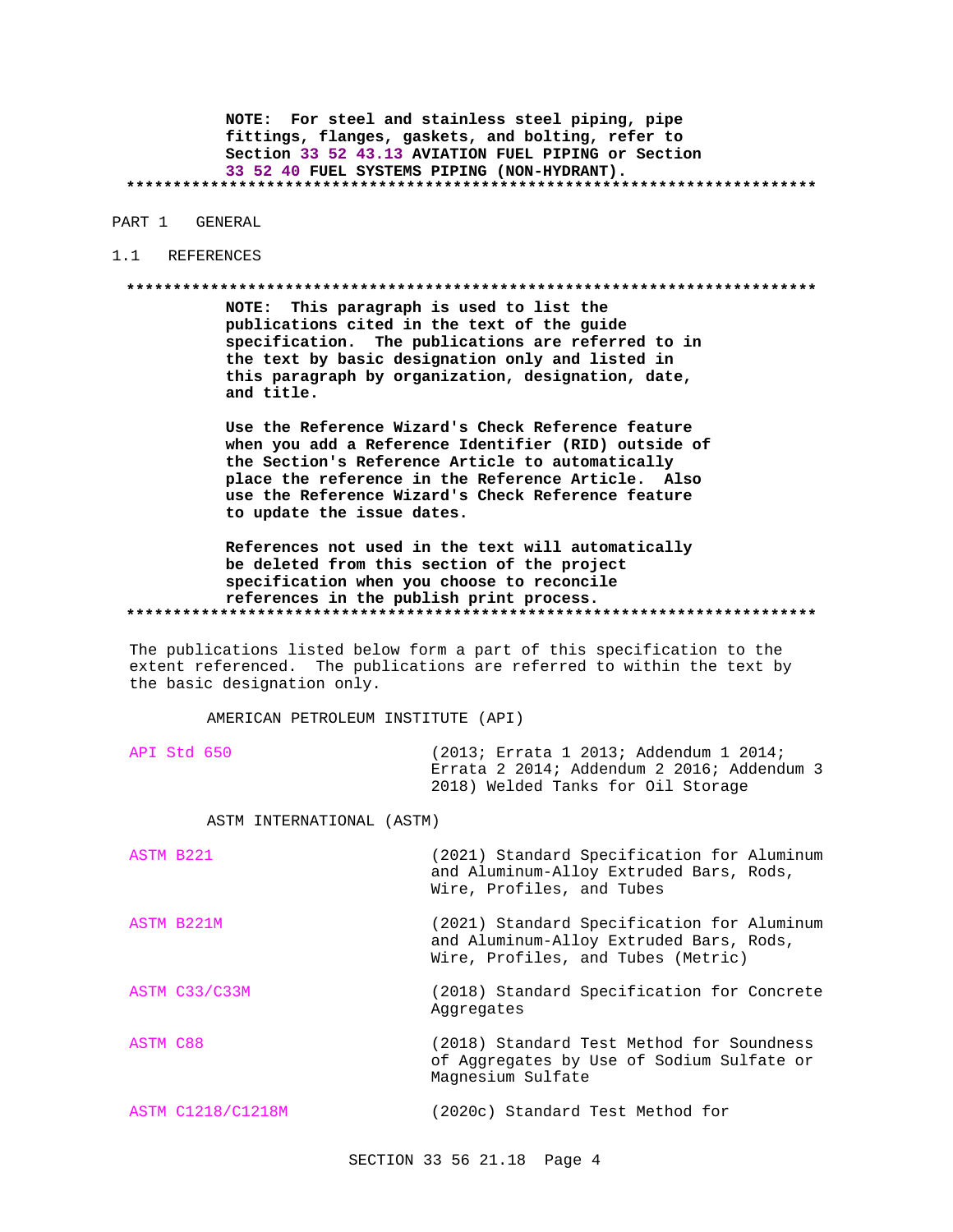**NOTE: For steel and stainless steel piping, pipe fittings, flanges, gaskets, and bolting, refer to Section 33 52 43.13 AVIATION FUEL PIPING or Section 33 52 40 FUEL SYSTEMS PIPING (NON-HYDRANT).**

**************************************************************************

## PART 1 GENERAL

### 1.1 REFERENCES

**************************************************************************

**NOTE: This paragraph is used to list the publications cited in the text of the guide specification. The publications are referred to in the text by basic designation only and listed in this paragraph by organization, designation, date, and title.**

**Use the Reference Wizard's Check Reference feature when you add a Reference Identifier (RID) outside of the Section's Reference Article to automatically place the reference in the Reference Article. Also use the Reference Wizard's Check Reference feature to update the issue dates.**

**References not used in the text will automatically be deleted from this section of the project specification when you choose to reconcile references in the publish print process.**

**************************************************************************

The publications listed below form a part of this specification to the extent referenced. The publications are referred to within the text by the basic designation only.

AMERICAN PETROLEUM INSTITUTE (API)

| | |
|---|---|
| API Std 650 | (2013; Errata 1 2013; Addendum 1 2014; Errata 2 2014; Addendum 2 2016; Addendum 3 2018) Welded Tanks for Oil Storage |

ASTM INTERNATIONAL (ASTM)

| | |
|---|---|
| ASTM B221 | (2021) Standard Specification for Aluminum and Aluminum-Alloy Extruded Bars, Rods, Wire, Profiles, and Tubes |
| ASTM B221M | (2021) Standard Specification for Aluminum and Aluminum-Alloy Extruded Bars, Rods, Wire, Profiles, and Tubes (Metric) |
| ASTM C33/C33M | (2018) Standard Specification for Concrete Aggregates |
| ASTM C88 | (2018) Standard Test Method for Soundness of Aggregates by Use of Sodium Sulfate or Magnesium Sulfate |
| ASTM C1218/C1218M | (2020c) Standard Test Method for |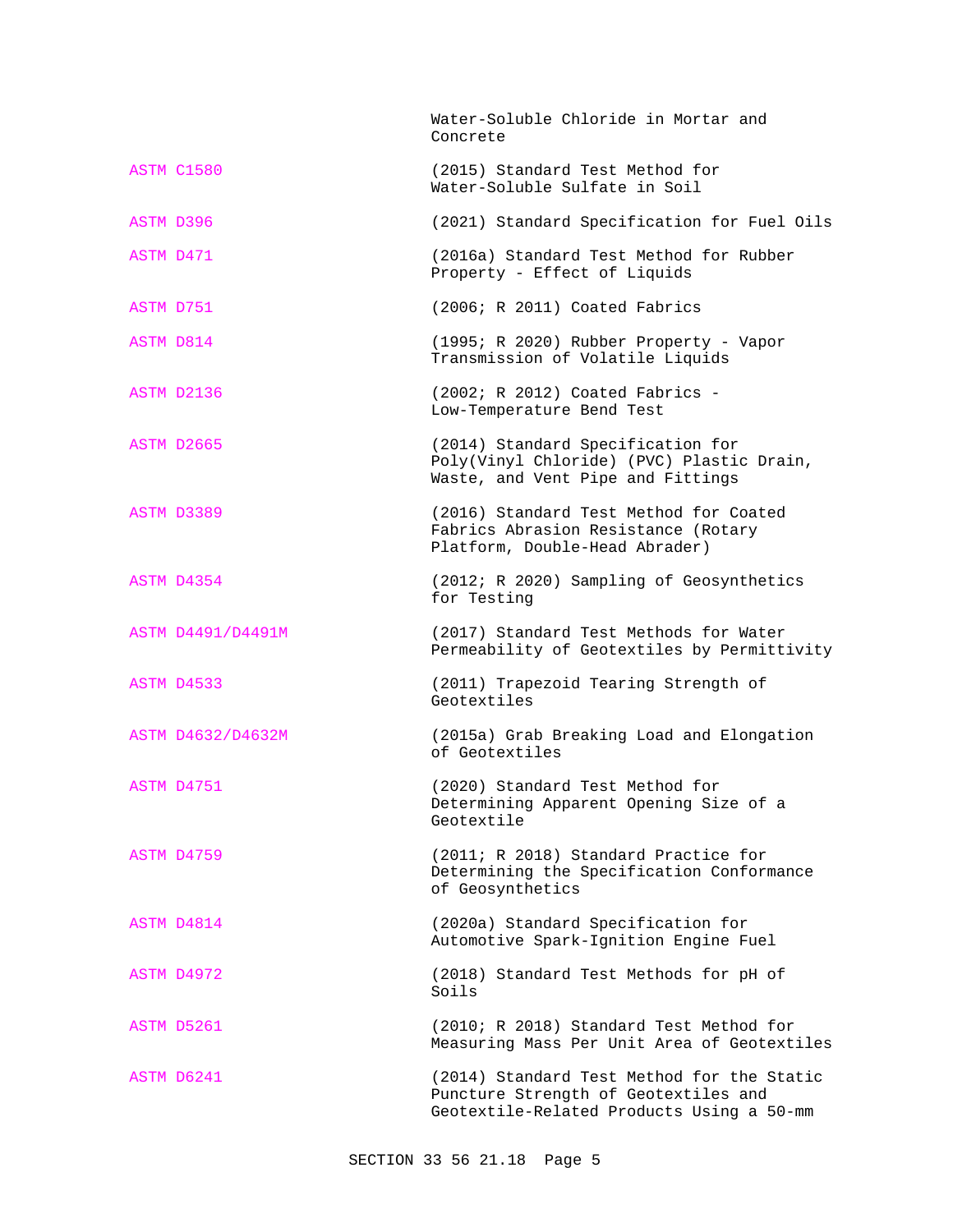Water-Soluble Chloride in Mortar and Concrete

ASTM C1580 (2015) Standard Test Method for Water-Soluble Sulfate in Soil

ASTM D396 (2021) Standard Specification for Fuel Oils

ASTM D471 (2016a) Standard Test Method for Rubber Property - Effect of Liquids

ASTM D751 (2006; R 2011) Coated Fabrics

ASTM D814 (1995; R 2020) Rubber Property - Vapor Transmission of Volatile Liquids

ASTM D2136 (2002; R 2012) Coated Fabrics - Low-Temperature Bend Test

ASTM D2665 (2014) Standard Specification for Poly(Vinyl Chloride) (PVC) Plastic Drain, Waste, and Vent Pipe and Fittings

ASTM D3389 (2016) Standard Test Method for Coated Fabrics Abrasion Resistance (Rotary Platform, Double-Head Abrader)

ASTM D4354 (2012; R 2020) Sampling of Geosynthetics for Testing

ASTM D4491/D4491M (2017) Standard Test Methods for Water Permeability of Geotextiles by Permittivity

ASTM D4533 (2011) Trapezoid Tearing Strength of Geotextiles

ASTM D4632/D4632M (2015a) Grab Breaking Load and Elongation of Geotextiles

ASTM D4751 (2020) Standard Test Method for Determining Apparent Opening Size of a Geotextile

ASTM D4759 (2011; R 2018) Standard Practice for Determining the Specification Conformance of Geosynthetics

ASTM D4814 (2020a) Standard Specification for Automotive Spark-Ignition Engine Fuel

ASTM D4972 (2018) Standard Test Methods for pH of Soils

ASTM D5261 (2010; R 2018) Standard Test Method for Measuring Mass Per Unit Area of Geotextiles

ASTM D6241 (2014) Standard Test Method for the Static Puncture Strength of Geotextiles and Geotextile-Related Products Using a 50-mm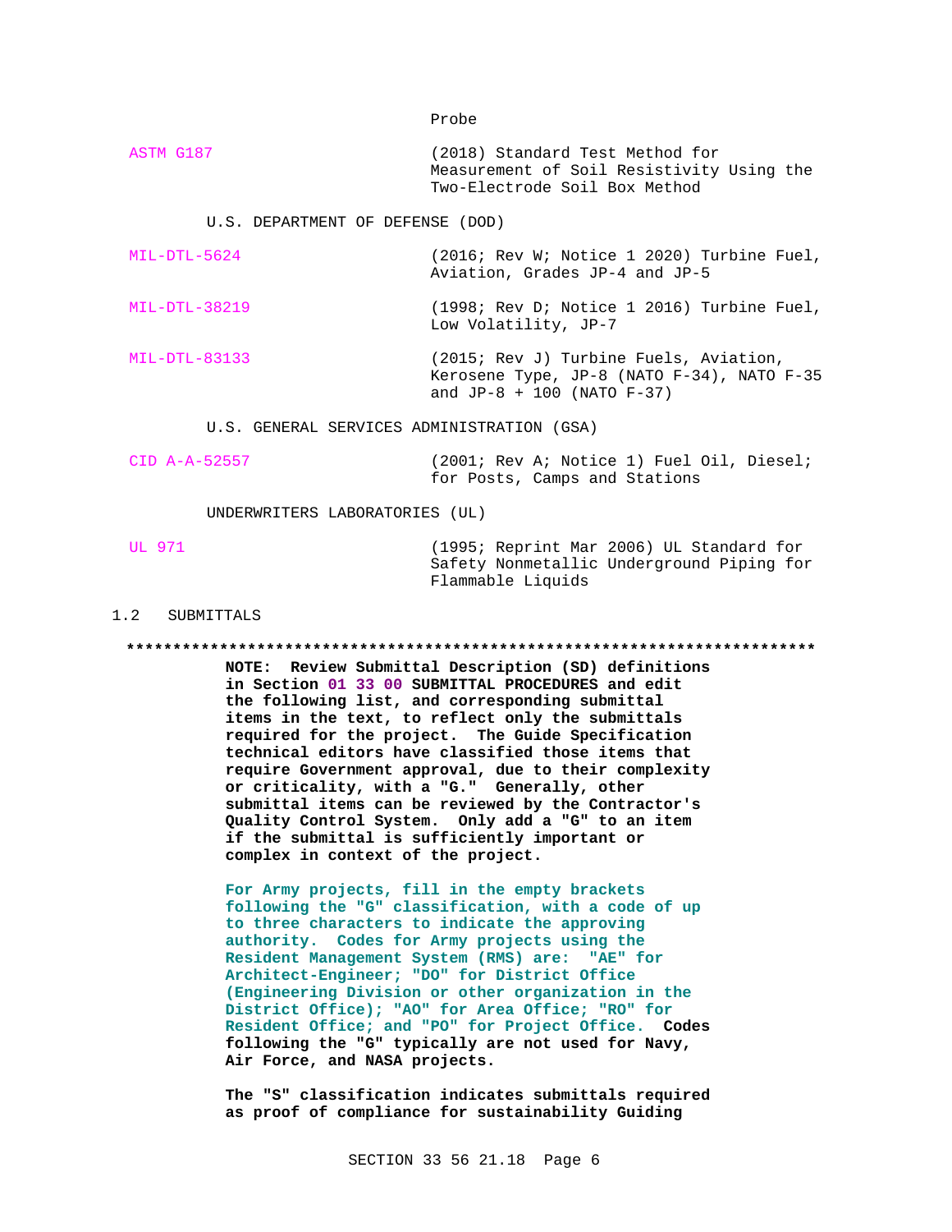Probe

ASTM G187 (2018) Standard Test Method for Measurement of Soil Resistivity Using the Two-Electrode Soil Box Method

U.S. DEPARTMENT OF DEFENSE (DOD)

MIL-DTL-5624 (2016; Rev W; Notice 1 2020) Turbine Fuel, Aviation, Grades JP-4 and JP-5

MIL-DTL-38219 (1998; Rev D; Notice 1 2016) Turbine Fuel, Low Volatility, JP-7

MIL-DTL-83133 (2015; Rev J) Turbine Fuels, Aviation, Kerosene Type, JP-8 (NATO F-34), NATO F-35 and JP-8 + 100 (NATO F-37)

U.S. GENERAL SERVICES ADMINISTRATION (GSA)

CID A-A-52557 (2001; Rev A; Notice 1) Fuel Oil, Diesel; for Posts, Camps and Stations

UNDERWRITERS LABORATORIES (UL)

UL 971 (1995; Reprint Mar 2006) UL Standard for Safety Nonmetallic Underground Piping for Flammable Liquids

## 1.2 SUBMITTALS

**************************************************************************

**NOTE: Review Submittal Description (SD) definitions in Section 01 33 00 SUBMITTAL PROCEDURES and edit the following list, and corresponding submittal items in the text, to reflect only the submittals required for the project. The Guide Specification technical editors have classified those items that require Government approval, due to their complexity or criticality, with a "G." Generally, other submittal items can be reviewed by the Contractor's Quality Control System. Only add a "G" to an item if the submittal is sufficiently important or complex in context of the project.**

**For Army projects, fill in the empty brackets following the "G" classification, with a code of up to three characters to indicate the approving authority. Codes for Army projects using the Resident Management System (RMS) are: "AE" for Architect-Engineer; "DO" for District Office (Engineering Division or other organization in the District Office); "AO" for Area Office; "RO" for Resident Office; and "PO" for Project Office. Codes following the "G" typically are not used for Navy, Air Force, and NASA projects.**

**The "S" classification indicates submittals required as proof of compliance for sustainability Guiding**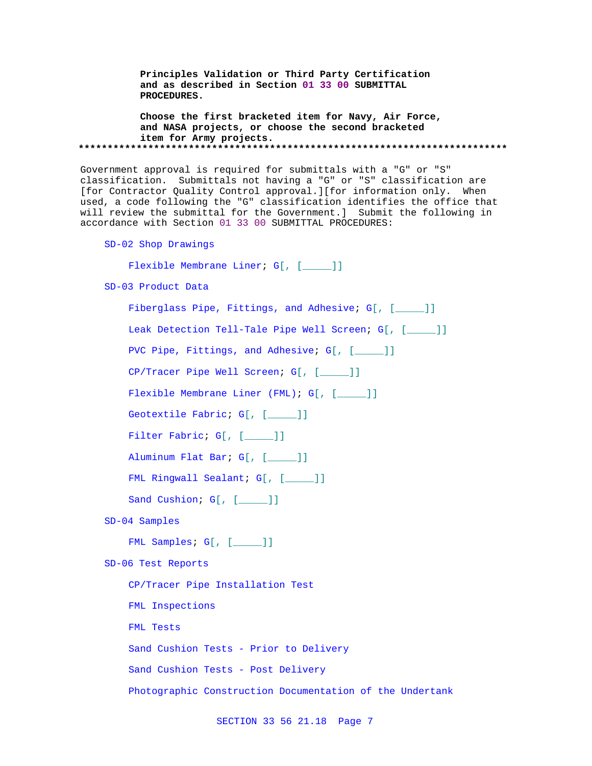**Principles Validation or Third Party Certification and as described in Section 01 33 00 SUBMITTAL PROCEDURES.**

**Choose the first bracketed item for Navy, Air Force, and NASA projects, or choose the second bracketed item for Army projects.**

**************************************************************************

Government approval is required for submittals with a "G" or "S" classification. Submittals not having a "G" or "S" classification are [for Contractor Quality Control approval.][for information only. When used, a code following the "G" classification identifies the office that will review the submittal for the Government.] Submit the following in accordance with Section 01 33 00 SUBMITTAL PROCEDURES:

SD-02 Shop Drawings

Flexible Membrane Liner; G[, [_____]]

SD-03 Product Data

Fiberglass Pipe, Fittings, and Adhesive; G[, [_____]]

Leak Detection Tell-Tale Pipe Well Screen; G[, [_____]]

PVC Pipe, Fittings, and Adhesive; G[, [_____]]

CP/Tracer Pipe Well Screen; G[, [_____]]

Flexible Membrane Liner (FML); G[, [_____]]

Geotextile Fabric; G[, [_____]]

Filter Fabric; G[, [_____]]

Aluminum Flat Bar; G[, [_____]]

FML Ringwall Sealant; G[, [_____]]

Sand Cushion; G[, [_____]]

SD-04 Samples

FML Samples; G[, [_____]]

SD-06 Test Reports

CP/Tracer Pipe Installation Test

FML Inspections

FML Tests

Sand Cushion Tests - Prior to Delivery

Sand Cushion Tests - Post Delivery

Photographic Construction Documentation of the Undertank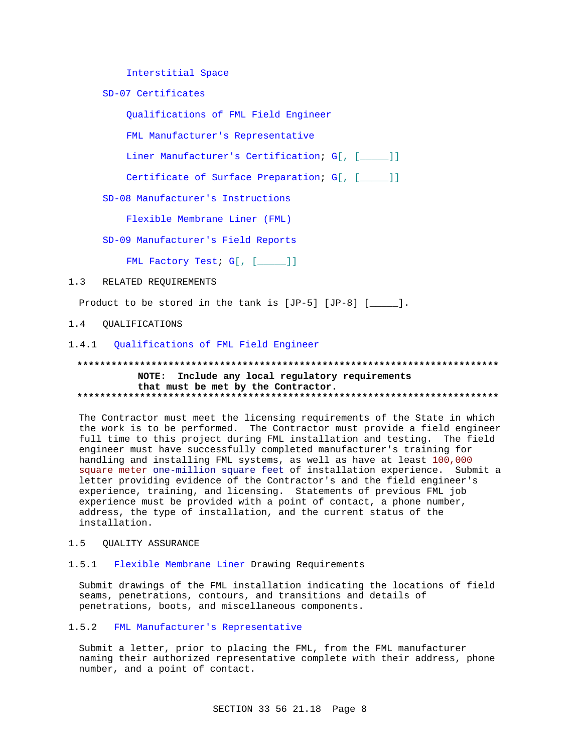Interstitial Space

SD-07 Certificates

Qualifications of FML Field Engineer

FML Manufacturer's Representative

Liner Manufacturer's Certification; G[, [_____]]

Certificate of Surface Preparation; G[, [_____]]

SD-08 Manufacturer's Instructions

Flexible Membrane Liner (FML)

SD-09 Manufacturer's Field Reports

FML Factory Test; G[, [_____]]

## 1.3 RELATED REQUIREMENTS

Product to be stored in the tank is [JP-5] [JP-8] [_____].

## 1.4 QUALIFICATIONS

### 1.4.1 Qualifications of FML Field Engineer

**************************************************************************
**NOTE: Include any local regulatory requirements that must be met by the Contractor.**
**************************************************************************

The Contractor must meet the licensing requirements of the State in which the work is to be performed. The Contractor must provide a field engineer full time to this project during FML installation and testing. The field engineer must have successfully completed manufacturer's training for handling and installing FML systems, as well as have at least 100,000 square meter one-million square feet of installation experience. Submit a letter providing evidence of the Contractor's and the field engineer's experience, training, and licensing. Statements of previous FML job experience must be provided with a point of contact, a phone number, address, the type of installation, and the current status of the installation.

## 1.5 QUALITY ASSURANCE

### 1.5.1 Flexible Membrane Liner Drawing Requirements

Submit drawings of the FML installation indicating the locations of field seams, penetrations, contours, and transitions and details of penetrations, boots, and miscellaneous components.

### 1.5.2 FML Manufacturer's Representative

Submit a letter, prior to placing the FML, from the FML manufacturer naming their authorized representative complete with their address, phone number, and a point of contact.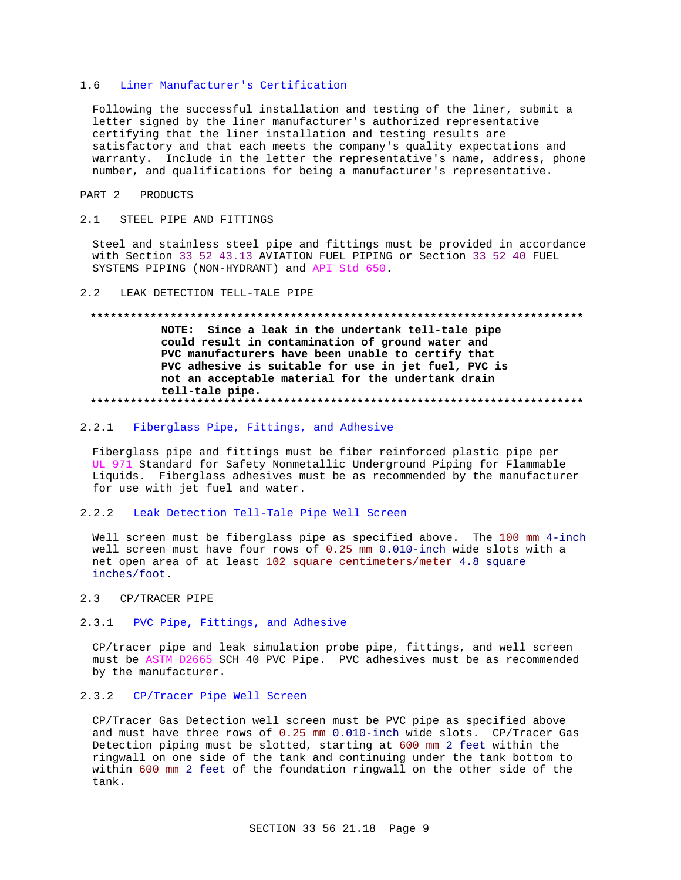## 1.6 Liner Manufacturer's Certification

Following the successful installation and testing of the liner, submit a letter signed by the liner manufacturer's authorized representative certifying that the liner installation and testing results are satisfactory and that each meets the company's quality expectations and warranty. Include in the letter the representative's name, address, phone number, and qualifications for being a manufacturer's representative.

# PART 2 PRODUCTS

## 2.1 STEEL PIPE AND FITTINGS

Steel and stainless steel pipe and fittings must be provided in accordance with Section 33 52 43.13 AVIATION FUEL PIPING or Section 33 52 40 FUEL SYSTEMS PIPING (NON-HYDRANT) and API Std 650.

## 2.2 LEAK DETECTION TELL-TALE PIPE

**NOTE: Since a leak in the undertank tell-tale pipe could result in contamination of ground water and PVC manufacturers have been unable to certify that PVC adhesive is suitable for use in jet fuel, PVC is not an acceptable material for the undertank drain tell-tale pipe.**

### 2.2.1 Fiberglass Pipe, Fittings, and Adhesive

Fiberglass pipe and fittings must be fiber reinforced plastic pipe per UL 971 Standard for Safety Nonmetallic Underground Piping for Flammable Liquids. Fiberglass adhesives must be as recommended by the manufacturer for use with jet fuel and water.

### 2.2.2 Leak Detection Tell-Tale Pipe Well Screen

Well screen must be fiberglass pipe as specified above. The 100 mm 4-inch well screen must have four rows of 0.25 mm 0.010-inch wide slots with a net open area of at least 102 square centimeters/meter 4.8 square inches/foot.

## 2.3 CP/TRACER PIPE

### 2.3.1 PVC Pipe, Fittings, and Adhesive

CP/tracer pipe and leak simulation probe pipe, fittings, and well screen must be ASTM D2665 SCH 40 PVC Pipe. PVC adhesives must be as recommended by the manufacturer.

### 2.3.2 CP/Tracer Pipe Well Screen

CP/Tracer Gas Detection well screen must be PVC pipe as specified above and must have three rows of 0.25 mm 0.010-inch wide slots. CP/Tracer Gas Detection piping must be slotted, starting at 600 mm 2 feet within the ringwall on one side of the tank and continuing under the tank bottom to within 600 mm 2 feet of the foundation ringwall on the other side of the tank.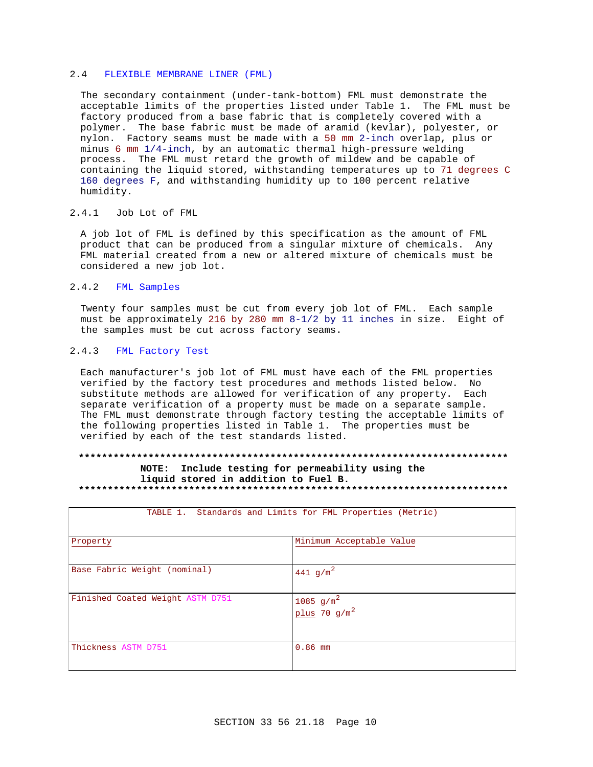## 2.4 FLEXIBLE MEMBRANE LINER (FML)

The secondary containment (under-tank-bottom) FML must demonstrate the acceptable limits of the properties listed under Table 1. The FML must be factory produced from a base fabric that is completely covered with a polymer. The base fabric must be made of aramid (kevlar), polyester, or nylon. Factory seams must be made with a 50 mm 2-inch overlap, plus or minus 6 mm 1/4-inch, by an automatic thermal high-pressure welding process. The FML must retard the growth of mildew and be capable of containing the liquid stored, withstanding temperatures up to 71 degrees C 160 degrees F, and withstanding humidity up to 100 percent relative humidity.

### 2.4.1 Job Lot of FML

A job lot of FML is defined by this specification as the amount of FML product that can be produced from a singular mixture of chemicals. Any FML material created from a new or altered mixture of chemicals must be considered a new job lot.

### 2.4.2 FML Samples

Twenty four samples must be cut from every job lot of FML. Each sample must be approximately 216 by 280 mm 8-1/2 by 11 inches in size. Eight of the samples must be cut across factory seams.

### 2.4.3 FML Factory Test

Each manufacturer's job lot of FML must have each of the FML properties verified by the factory test procedures and methods listed below. No substitute methods are allowed for verification of any property. Each separate verification of a property must be made on a separate sample. The FML must demonstrate through factory testing the acceptable limits of the following properties listed in Table 1. The properties must be verified by each of the test standards listed.

**NOTE: Include testing for permeability using the liquid stored in addition to Fuel B.**

TABLE 1. Standards and Limits for FML Properties (Metric)

| Property | Minimum Acceptable Value |
|---|---|
| Base Fabric Weight (nominal) | 441 $g/m^2$ |
| Finished Coated Weight ASTM D751 | 1085 $g/m^2$ plus 70 $g/m^2$ |
| Thickness ASTM D751 | 0.86 mm |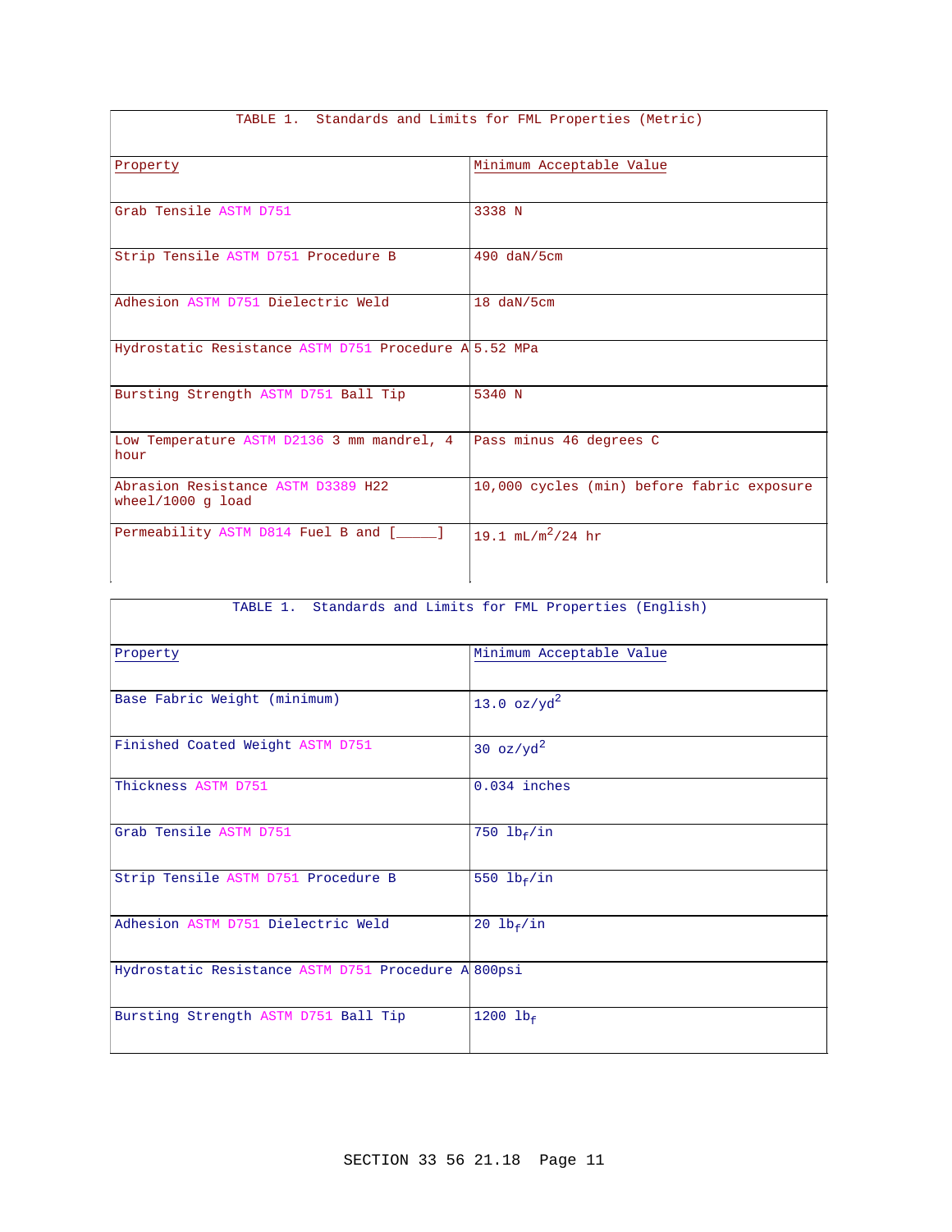| TABLE 1. Standards and Limits for FML Properties (Metric) | |
|---|---|
| Property | Minimum Acceptable Value |
| Grab Tensile ASTM D751 | 3338 N |
| Strip Tensile ASTM D751 Procedure B | 490 daN/5cm |
| Adhesion ASTM D751 Dielectric Weld | 18 daN/5cm |
| Hydrostatic Resistance ASTM D751 Procedure A | 5.52 MPa |
| Bursting Strength ASTM D751 Ball Tip | 5340 N |
| Low Temperature ASTM D2136 3 mm mandrel, 4 hour | Pass minus 46 degrees C |
| Abrasion Resistance ASTM D3389 H22 wheel/1000 g load | 10,000 cycles (min) before fabric exposure |
| Permeability ASTM D814 Fuel B and [_____] | 19.1 $mL/m^2/24$ hr |

| TABLE 1. Standards and Limits for FML Properties (English) | |
|---|---|
| Property | Minimum Acceptable Value |
| Base Fabric Weight (minimum) | 13.0 $oz/yd^2$ |
| Finished Coated Weight ASTM D751 | 30 $oz/yd^2$ |
| Thickness ASTM D751 | 0.034 inches |
| Grab Tensile ASTM D751 | 750 $lb_f/in$ |
| Strip Tensile ASTM D751 Procedure B | 550 $lb_f/in$ |
| Adhesion ASTM D751 Dielectric Weld | 20 $lb_f/in$ |
| Hydrostatic Resistance ASTM D751 Procedure A | 800psi |
| Bursting Strength ASTM D751 Ball Tip | 1200 $lb_f$ |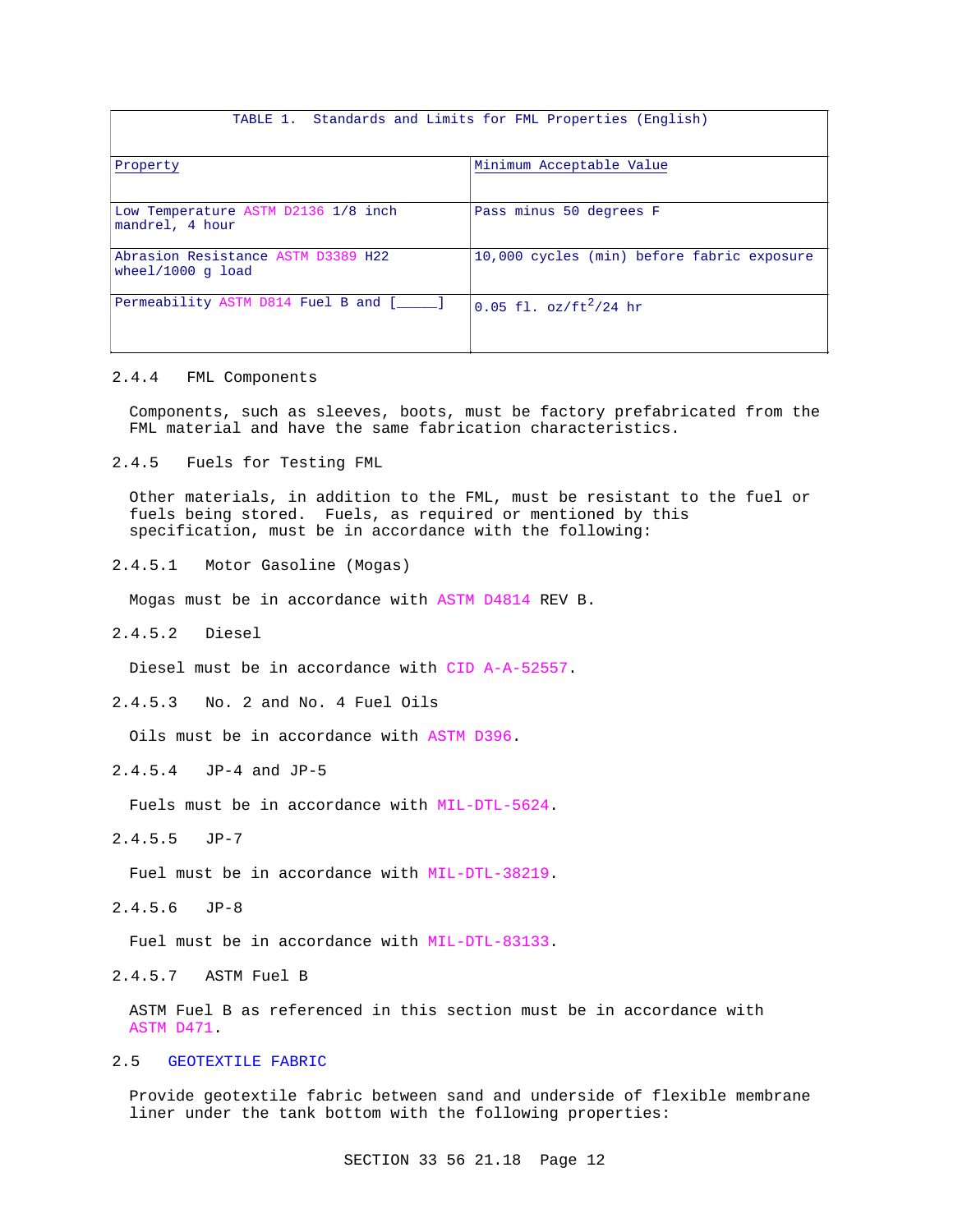| TABLE 1. Standards and Limits for FML Properties (English) | |
|---|---|
| Property | Minimum Acceptable Value |
| Low Temperature ASTM D2136 1/8 inch mandrel, 4 hour | Pass minus 50 degrees F |
| Abrasion Resistance ASTM D3389 H22 wheel/1000 g load | 10,000 cycles (min) before fabric exposure |
| Permeability ASTM D814 Fuel B and [_____] | 0.05 fl. $oz/ft^2/24$ hr |

2.4.4 FML Components

Components, such as sleeves, boots, must be factory prefabricated from the FML material and have the same fabrication characteristics.

2.4.5 Fuels for Testing FML

Other materials, in addition to the FML, must be resistant to the fuel or fuels being stored. Fuels, as required or mentioned by this specification, must be in accordance with the following:

2.4.5.1 Motor Gasoline (Mogas)

Mogas must be in accordance with ASTM D4814 REV B.

2.4.5.2 Diesel

Diesel must be in accordance with CID A-A-52557.

2.4.5.3 No. 2 and No. 4 Fuel Oils

Oils must be in accordance with ASTM D396.

2.4.5.4 JP-4 and JP-5

Fuels must be in accordance with MIL-DTL-5624.

2.4.5.5 JP-7

Fuel must be in accordance with MIL-DTL-38219.

2.4.5.6 JP-8

Fuel must be in accordance with MIL-DTL-83133.

2.4.5.7 ASTM Fuel B

ASTM Fuel B as referenced in this section must be in accordance with ASTM D471.

## 2.5 GEOTEXTILE FABRIC

Provide geotextile fabric between sand and underside of flexible membrane liner under the tank bottom with the following properties: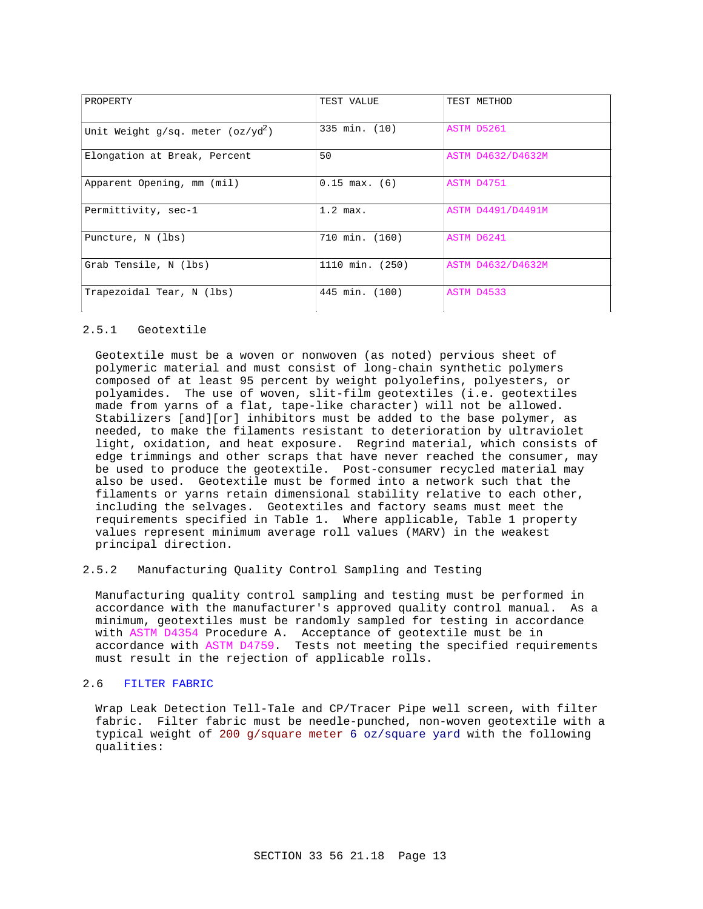| PROPERTY | TEST VALUE | TEST METHOD |
| --- | --- | --- |
| Unit Weight g/sq. meter (oz/yd$^2$) | 335 min. (10) | ASTM D5261 |
| Elongation at Break, Percent | 50 | ASTM D4632/D4632M |
| Apparent Opening, mm (mil) | 0.15 max. (6) | ASTM D4751 |
| Permittivity, sec-1 | 1.2 max. | ASTM D4491/D4491M |
| Puncture, N (lbs) | 710 min. (160) | ASTM D6241 |
| Grab Tensile, N (lbs) | 1110 min. (250) | ASTM D4632/D4632M |
| Trapezoidal Tear, N (lbs) | 445 min. (100) | ASTM D4533 |

### 2.5.1 Geotextile

Geotextile must be a woven or nonwoven (as noted) pervious sheet of polymeric material and must consist of long-chain synthetic polymers composed of at least 95 percent by weight polyolefins, polyesters, or polyamides. The use of woven, slit-film geotextiles (i.e. geotextiles made from yarns of a flat, tape-like character) will not be allowed. Stabilizers [and][or] inhibitors must be added to the base polymer, as needed, to make the filaments resistant to deterioration by ultraviolet light, oxidation, and heat exposure. Regrind material, which consists of edge trimmings and other scraps that have never reached the consumer, may be used to produce the geotextile. Post-consumer recycled material may also be used. Geotextile must be formed into a network such that the filaments or yarns retain dimensional stability relative to each other, including the selvages. Geotextiles and factory seams must meet the requirements specified in Table 1. Where applicable, Table 1 property values represent minimum average roll values (MARV) in the weakest principal direction.

### 2.5.2 Manufacturing Quality Control Sampling and Testing

Manufacturing quality control sampling and testing must be performed in accordance with the manufacturer's approved quality control manual. As a minimum, geotextiles must be randomly sampled for testing in accordance with ASTM D4354 Procedure A. Acceptance of geotextile must be in accordance with ASTM D4759. Tests not meeting the specified requirements must result in the rejection of applicable rolls.

## 2.6 FILTER FABRIC

Wrap Leak Detection Tell-Tale and CP/Tracer Pipe well screen, with filter fabric. Filter fabric must be needle-punched, non-woven geotextile with a typical weight of 200 g/square meter 6 oz/square yard with the following qualities: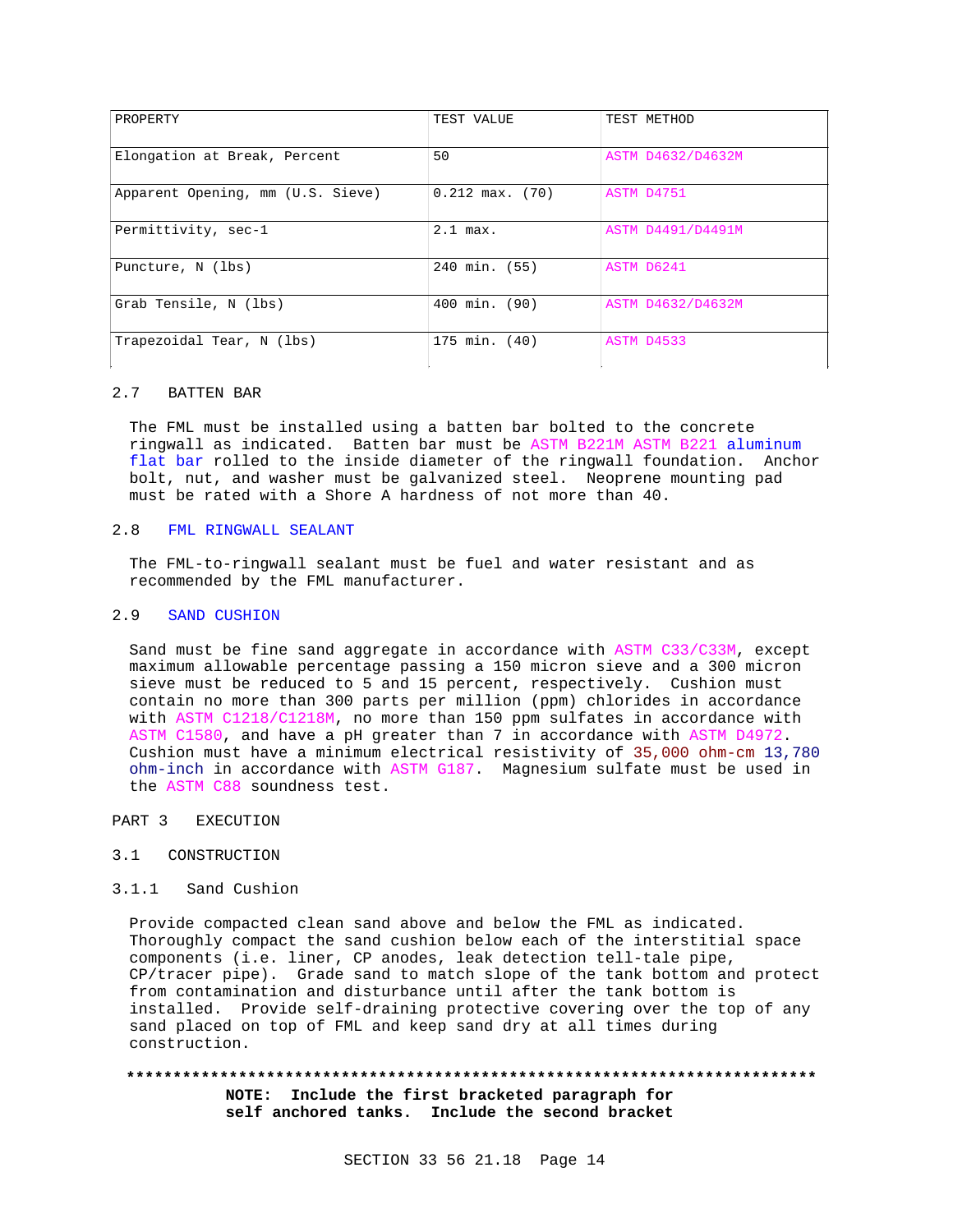| PROPERTY | TEST VALUE | TEST METHOD |
|---|---|---|
| Elongation at Break, Percent | 50 | ASTM D4632/D4632M |
| Apparent Opening, mm (U.S. Sieve) | 0.212 max. (70) | ASTM D4751 |
| Permittivity, sec-1 | 2.1 max. | ASTM D4491/D4491M |
| Puncture, N (lbs) | 240 min. (55) | ASTM D6241 |
| Grab Tensile, N (lbs) | 400 min. (90) | ASTM D4632/D4632M |
| Trapezoidal Tear, N (lbs) | 175 min. (40) | ASTM D4533 |

## 2.7 BATTEN BAR

The FML must be installed using a batten bar bolted to the concrete ringwall as indicated. Batten bar must be ASTM B221M ASTM B221 aluminum flat bar rolled to the inside diameter of the ringwall foundation. Anchor bolt, nut, and washer must be galvanized steel. Neoprene mounting pad must be rated with a Shore A hardness of not more than 40.

## 2.8 FML RINGWALL SEALANT

The FML-to-ringwall sealant must be fuel and water resistant and as recommended by the FML manufacturer.

## 2.9 SAND CUSHION

Sand must be fine sand aggregate in accordance with ASTM C33/C33M, except maximum allowable percentage passing a 150 micron sieve and a 300 micron sieve must be reduced to 5 and 15 percent, respectively. Cushion must contain no more than 300 parts per million (ppm) chlorides in accordance with ASTM C1218/C1218M, no more than 150 ppm sulfates in accordance with ASTM C1580, and have a pH greater than 7 in accordance with ASTM D4972. Cushion must have a minimum electrical resistivity of 35,000 ohm-cm 13,780 ohm-inch in accordance with ASTM G187. Magnesium sulfate must be used in the ASTM C88 soundness test.

# PART 3 EXECUTION

## 3.1 CONSTRUCTION

### 3.1.1 Sand Cushion

Provide compacted clean sand above and below the FML as indicated. Thoroughly compact the sand cushion below each of the interstitial space components (i.e. liner, CP anodes, leak detection tell-tale pipe, CP/tracer pipe). Grade sand to match slope of the tank bottom and protect from contamination and disturbance until after the tank bottom is installed. Provide self-draining protective covering over the top of any sand placed on top of FML and keep sand dry at all times during construction.

**************************************************************************

**NOTE: Include the first bracketed paragraph for self anchored tanks. Include the second bracket**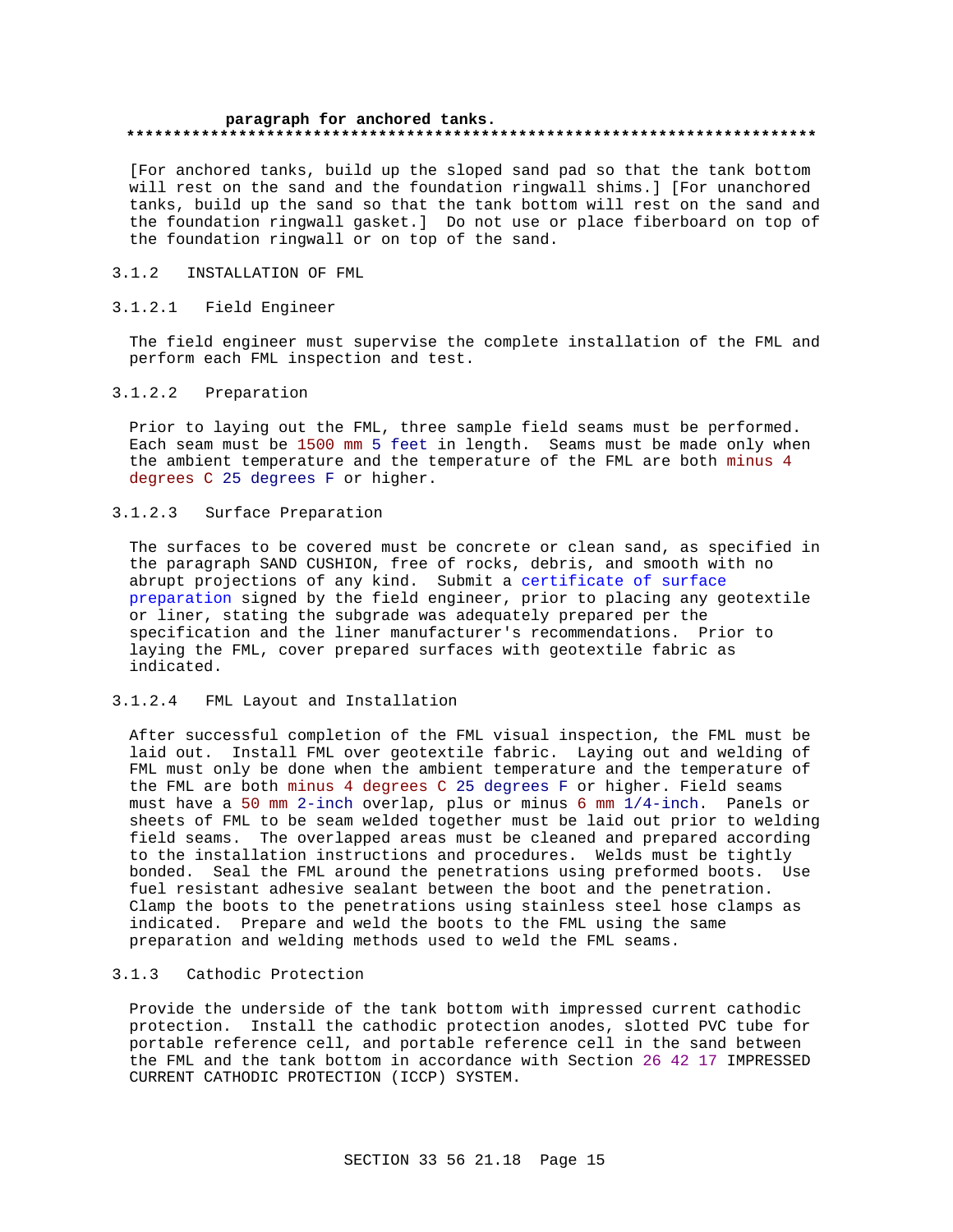**paragraph for anchored tanks.**
**************************************************************************

[For anchored tanks, build up the sloped sand pad so that the tank bottom will rest on the sand and the foundation ringwall shims.] [For unanchored tanks, build up the sand so that the tank bottom will rest on the sand and the foundation ringwall gasket.] Do not use or place fiberboard on top of the foundation ringwall or on top of the sand.

#### 3.1.2 INSTALLATION OF FML

##### 3.1.2.1 Field Engineer

The field engineer must supervise the complete installation of the FML and perform each FML inspection and test.

##### 3.1.2.2 Preparation

Prior to laying out the FML, three sample field seams must be performed. Each seam must be 1500 mm 5 feet in length. Seams must be made only when the ambient temperature and the temperature of the FML are both minus 4 degrees C 25 degrees F or higher.

##### 3.1.2.3 Surface Preparation

The surfaces to be covered must be concrete or clean sand, as specified in the paragraph SAND CUSHION, free of rocks, debris, and smooth with no abrupt projections of any kind. Submit a certificate of surface preparation signed by the field engineer, prior to placing any geotextile or liner, stating the subgrade was adequately prepared per the specification and the liner manufacturer's recommendations. Prior to laying the FML, cover prepared surfaces with geotextile fabric as indicated.

##### 3.1.2.4 FML Layout and Installation

After successful completion of the FML visual inspection, the FML must be laid out. Install FML over geotextile fabric. Laying out and welding of FML must only be done when the ambient temperature and the temperature of the FML are both minus 4 degrees C 25 degrees F or higher. Field seams must have a 50 mm 2-inch overlap, plus or minus 6 mm 1/4-inch. Panels or sheets of FML to be seam welded together must be laid out prior to welding field seams. The overlapped areas must be cleaned and prepared according to the installation instructions and procedures. Welds must be tightly bonded. Seal the FML around the penetrations using preformed boots. Use fuel resistant adhesive sealant between the boot and the penetration. Clamp the boots to the penetrations using stainless steel hose clamps as indicated. Prepare and weld the boots to the FML using the same preparation and welding methods used to weld the FML seams.

#### 3.1.3 Cathodic Protection

Provide the underside of the tank bottom with impressed current cathodic protection. Install the cathodic protection anodes, slotted PVC tube for portable reference cell, and portable reference cell in the sand between the FML and the tank bottom in accordance with Section 26 42 17 IMPRESSED CURRENT CATHODIC PROTECTION (ICCP) SYSTEM.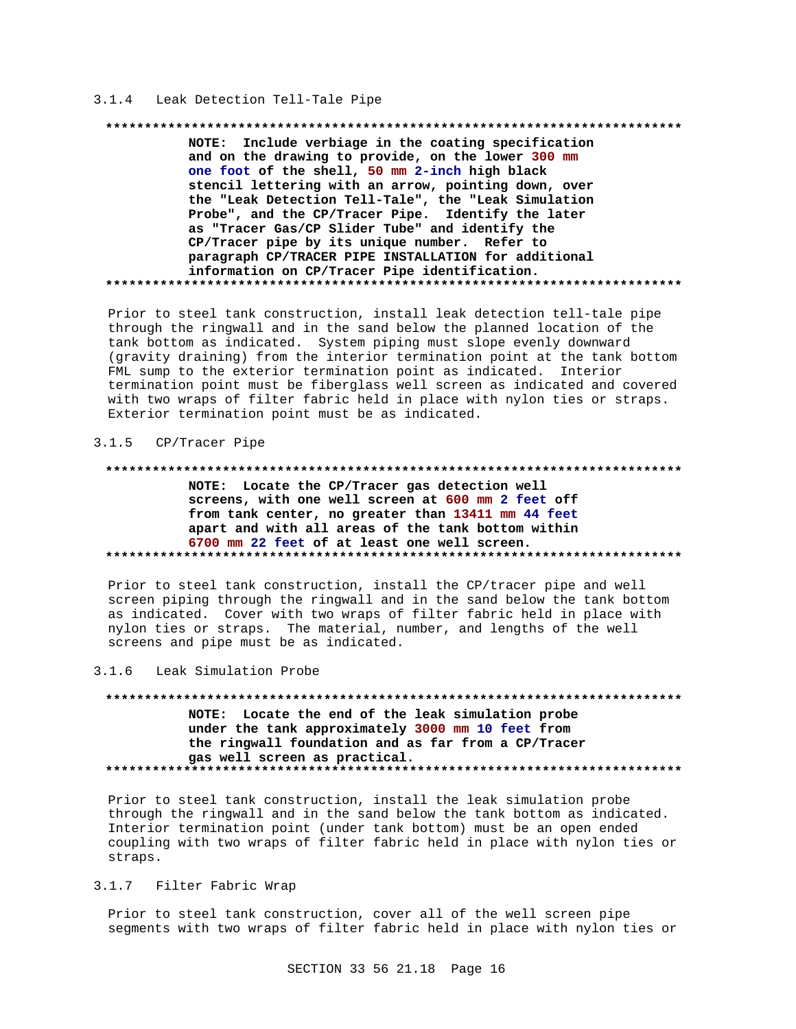### 3.1.4 Leak Detection Tell-Tale Pipe

**************************************************************************

**NOTE: Include verbiage in the coating specification and on the drawing to provide, on the lower 300 mm one foot of the shell, 50 mm 2-inch high black stencil lettering with an arrow, pointing down, over the "Leak Detection Tell-Tale", the "Leak Simulation Probe", and the CP/Tracer Pipe. Identify the later as "Tracer Gas/CP Slider Tube" and identify the CP/Tracer pipe by its unique number. Refer to paragraph CP/TRACER PIPE INSTALLATION for additional information on CP/Tracer Pipe identification.**

**************************************************************************

Prior to steel tank construction, install leak detection tell-tale pipe through the ringwall and in the sand below the planned location of the tank bottom as indicated. System piping must slope evenly downward (gravity draining) from the interior termination point at the tank bottom FML sump to the exterior termination point as indicated. Interior termination point must be fiberglass well screen as indicated and covered with two wraps of filter fabric held in place with nylon ties or straps. Exterior termination point must be as indicated.

### 3.1.5 CP/Tracer Pipe

**************************************************************************

**NOTE: Locate the CP/Tracer gas detection well screens, with one well screen at 600 mm 2 feet off from tank center, no greater than 13411 mm 44 feet apart and with all areas of the tank bottom within 6700 mm 22 feet of at least one well screen.**

**************************************************************************

Prior to steel tank construction, install the CP/tracer pipe and well screen piping through the ringwall and in the sand below the tank bottom as indicated. Cover with two wraps of filter fabric held in place with nylon ties or straps. The material, number, and lengths of the well screens and pipe must be as indicated.

### 3.1.6 Leak Simulation Probe

**************************************************************************

**NOTE: Locate the end of the leak simulation probe under the tank approximately 3000 mm 10 feet from the ringwall foundation and as far from a CP/Tracer gas well screen as practical.**

**************************************************************************

Prior to steel tank construction, install the leak simulation probe through the ringwall and in the sand below the tank bottom as indicated. Interior termination point (under tank bottom) must be an open ended coupling with two wraps of filter fabric held in place with nylon ties or straps.

### 3.1.7 Filter Fabric Wrap

Prior to steel tank construction, cover all of the well screen pipe segments with two wraps of filter fabric held in place with nylon ties or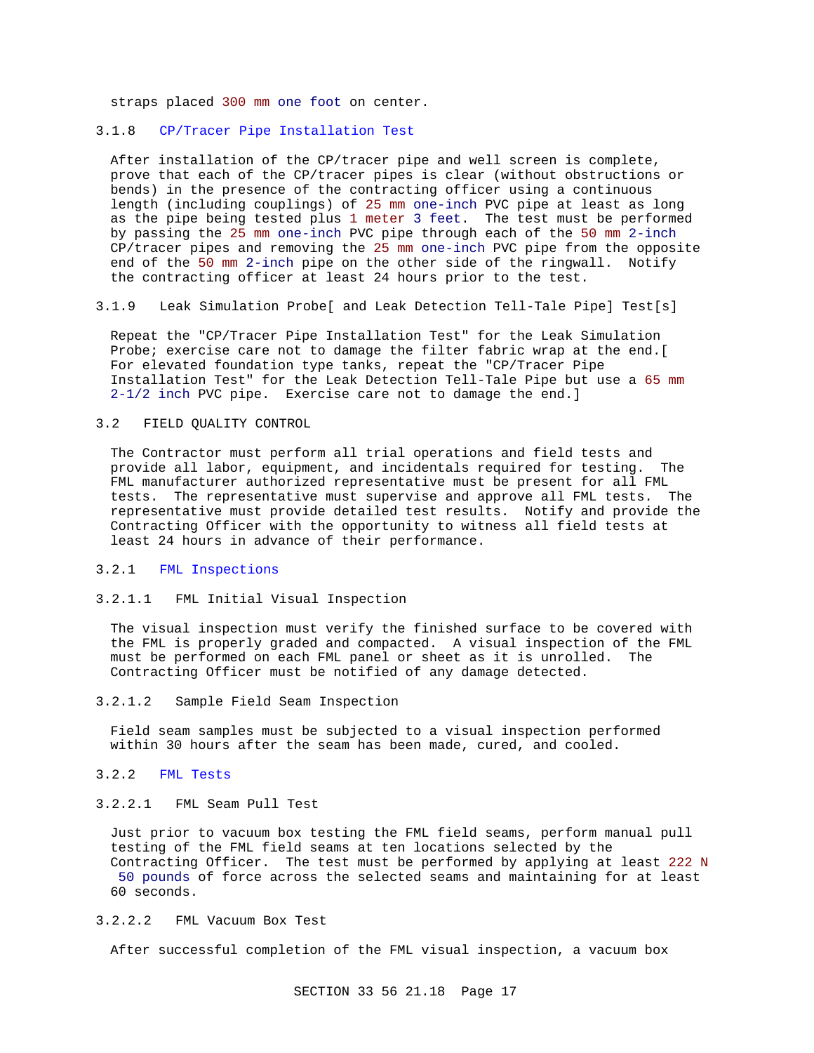straps placed 300 mm one foot on center.

### 3.1.8 CP/Tracer Pipe Installation Test

After installation of the CP/tracer pipe and well screen is complete, prove that each of the CP/tracer pipes is clear (without obstructions or bends) in the presence of the contracting officer using a continuous length (including couplings) of 25 mm one-inch PVC pipe at least as long as the pipe being tested plus 1 meter 3 feet. The test must be performed by passing the 25 mm one-inch PVC pipe through each of the 50 mm 2-inch CP/tracer pipes and removing the 25 mm one-inch PVC pipe from the opposite end of the 50 mm 2-inch pipe on the other side of the ringwall. Notify the contracting officer at least 24 hours prior to the test.

### 3.1.9 Leak Simulation Probe[ and Leak Detection Tell-Tale Pipe] Test[s]

Repeat the "CP/Tracer Pipe Installation Test" for the Leak Simulation Probe; exercise care not to damage the filter fabric wrap at the end.[ For elevated foundation type tanks, repeat the "CP/Tracer Pipe Installation Test" for the Leak Detection Tell-Tale Pipe but use a 65 mm 2-1/2 inch PVC pipe. Exercise care not to damage the end.]

## 3.2 FIELD QUALITY CONTROL

The Contractor must perform all trial operations and field tests and provide all labor, equipment, and incidentals required for testing. The FML manufacturer authorized representative must be present for all FML tests. The representative must supervise and approve all FML tests. The representative must provide detailed test results. Notify and provide the Contracting Officer with the opportunity to witness all field tests at least 24 hours in advance of their performance.

### 3.2.1 FML Inspections

#### 3.2.1.1 FML Initial Visual Inspection

The visual inspection must verify the finished surface to be covered with the FML is properly graded and compacted. A visual inspection of the FML must be performed on each FML panel or sheet as it is unrolled. The Contracting Officer must be notified of any damage detected.

#### 3.2.1.2 Sample Field Seam Inspection

Field seam samples must be subjected to a visual inspection performed within 30 hours after the seam has been made, cured, and cooled.

### 3.2.2 FML Tests

#### 3.2.2.1 FML Seam Pull Test

Just prior to vacuum box testing the FML field seams, perform manual pull testing of the FML field seams at ten locations selected by the Contracting Officer. The test must be performed by applying at least 222 N 50 pounds of force across the selected seams and maintaining for at least 60 seconds.

#### 3.2.2.2 FML Vacuum Box Test

After successful completion of the FML visual inspection, a vacuum box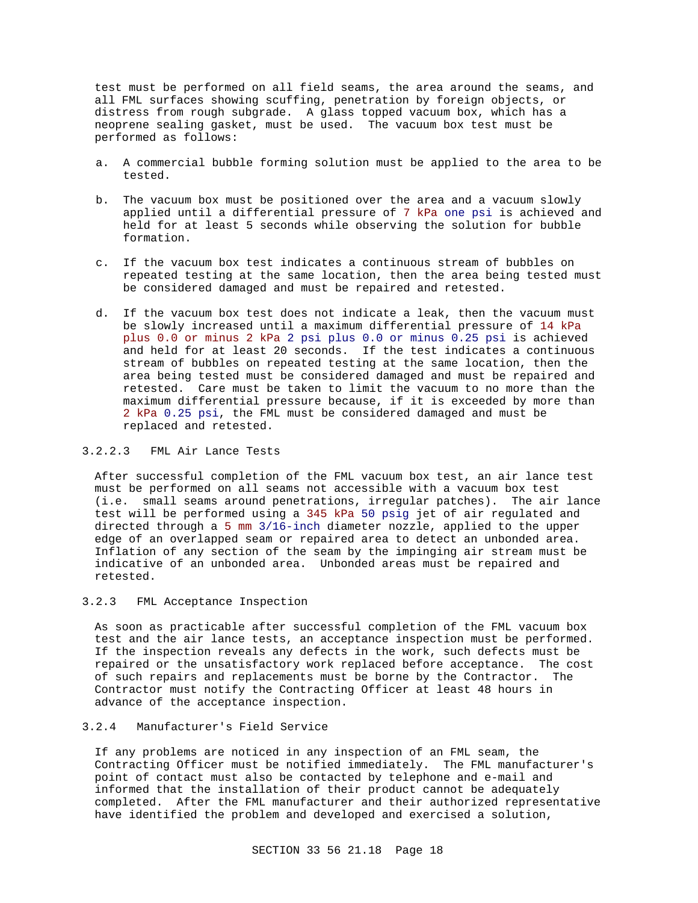test must be performed on all field seams, the area around the seams, and all FML surfaces showing scuffing, penetration by foreign objects, or distress from rough subgrade. A glass topped vacuum box, which has a neoprene sealing gasket, must be used. The vacuum box test must be performed as follows:

a. A commercial bubble forming solution must be applied to the area to be tested.

b. The vacuum box must be positioned over the area and a vacuum slowly applied until a differential pressure of 7 kPa one psi is achieved and held for at least 5 seconds while observing the solution for bubble formation.

c. If the vacuum box test indicates a continuous stream of bubbles on repeated testing at the same location, then the area being tested must be considered damaged and must be repaired and retested.

d. If the vacuum box test does not indicate a leak, then the vacuum must be slowly increased until a maximum differential pressure of 14 kPa plus 0.0 or minus 2 kPa 2 psi plus 0.0 or minus 0.25 psi is achieved and held for at least 20 seconds. If the test indicates a continuous stream of bubbles on repeated testing at the same location, then the area being tested must be considered damaged and must be repaired and retested. Care must be taken to limit the vacuum to no more than the maximum differential pressure because, if it is exceeded by more than 2 kPa 0.25 psi, the FML must be considered damaged and must be replaced and retested.

#### 3.2.2.3 FML Air Lance Tests

After successful completion of the FML vacuum box test, an air lance test must be performed on all seams not accessible with a vacuum box test (i.e. small seams around penetrations, irregular patches). The air lance test will be performed using a 345 kPa 50 psig jet of air regulated and directed through a 5 mm 3/16-inch diameter nozzle, applied to the upper edge of an overlapped seam or repaired area to detect an unbonded area. Inflation of any section of the seam by the impinging air stream must be indicative of an unbonded area. Unbonded areas must be repaired and retested.

### 3.2.3 FML Acceptance Inspection

As soon as practicable after successful completion of the FML vacuum box test and the air lance tests, an acceptance inspection must be performed. If the inspection reveals any defects in the work, such defects must be repaired or the unsatisfactory work replaced before acceptance. The cost of such repairs and replacements must be borne by the Contractor. The Contractor must notify the Contracting Officer at least 48 hours in advance of the acceptance inspection.

### 3.2.4 Manufacturer's Field Service

If any problems are noticed in any inspection of an FML seam, the Contracting Officer must be notified immediately. The FML manufacturer's point of contact must also be contacted by telephone and e-mail and informed that the installation of their product cannot be adequately completed. After the FML manufacturer and their authorized representative have identified the problem and developed and exercised a solution,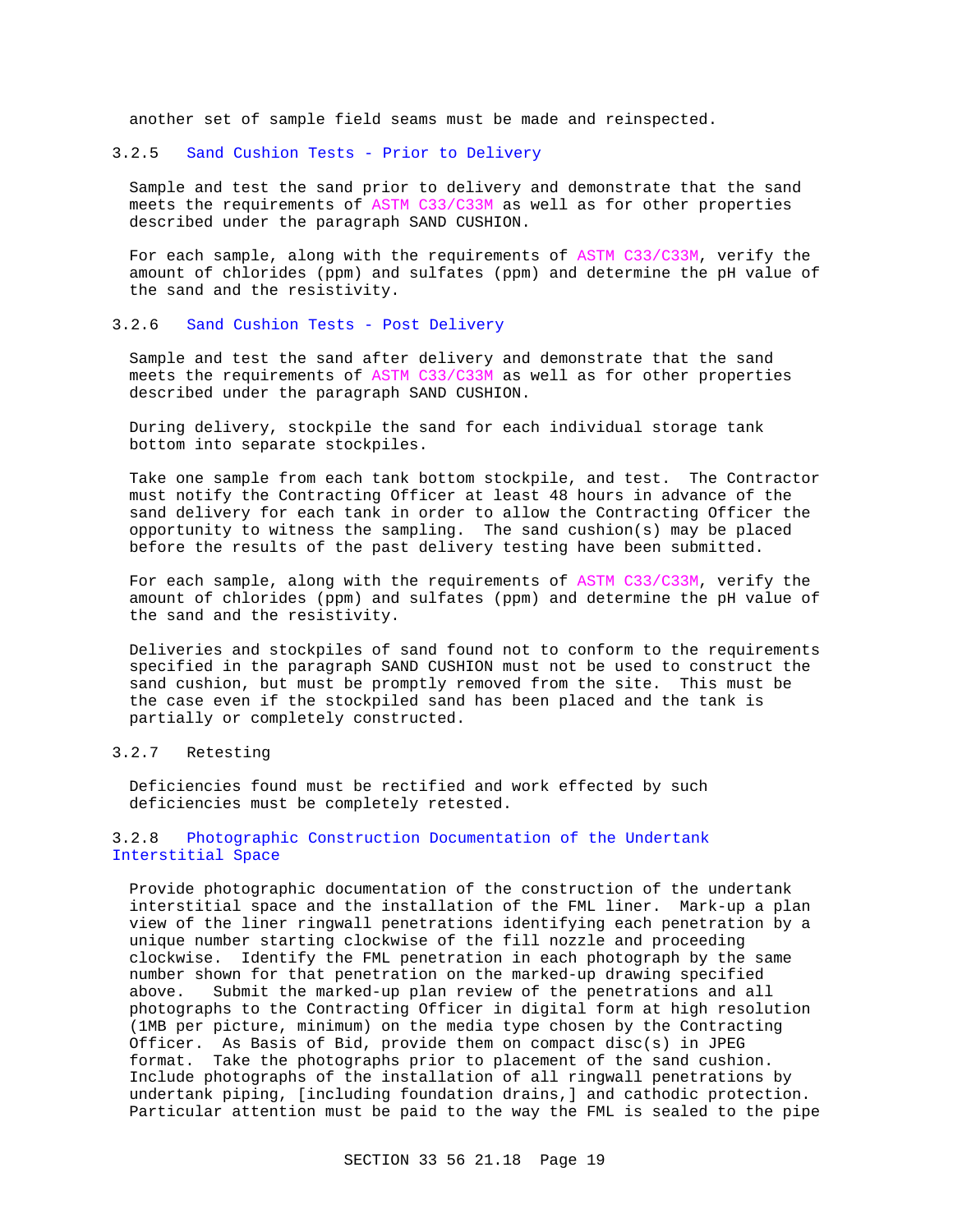another set of sample field seams must be made and reinspected.

#### 3.2.5 Sand Cushion Tests - Prior to Delivery

Sample and test the sand prior to delivery and demonstrate that the sand meets the requirements of ASTM C33/C33M as well as for other properties described under the paragraph SAND CUSHION.

For each sample, along with the requirements of ASTM C33/C33M, verify the amount of chlorides (ppm) and sulfates (ppm) and determine the pH value of the sand and the resistivity.

#### 3.2.6 Sand Cushion Tests - Post Delivery

Sample and test the sand after delivery and demonstrate that the sand meets the requirements of ASTM C33/C33M as well as for other properties described under the paragraph SAND CUSHION.

During delivery, stockpile the sand for each individual storage tank bottom into separate stockpiles.

Take one sample from each tank bottom stockpile, and test. The Contractor must notify the Contracting Officer at least 48 hours in advance of the sand delivery for each tank in order to allow the Contracting Officer the opportunity to witness the sampling. The sand cushion(s) may be placed before the results of the past delivery testing have been submitted.

For each sample, along with the requirements of ASTM C33/C33M, verify the amount of chlorides (ppm) and sulfates (ppm) and determine the pH value of the sand and the resistivity.

Deliveries and stockpiles of sand found not to conform to the requirements specified in the paragraph SAND CUSHION must not be used to construct the sand cushion, but must be promptly removed from the site. This must be the case even if the stockpiled sand has been placed and the tank is partially or completely constructed.

#### 3.2.7 Retesting

Deficiencies found must be rectified and work effected by such deficiencies must be completely retested.

#### 3.2.8 Photographic Construction Documentation of the Undertank Interstitial Space

Provide photographic documentation of the construction of the undertank interstitial space and the installation of the FML liner. Mark-up a plan view of the liner ringwall penetrations identifying each penetration by a unique number starting clockwise of the fill nozzle and proceeding clockwise. Identify the FML penetration in each photograph by the same number shown for that penetration on the marked-up drawing specified above. Submit the marked-up plan review of the penetrations and all photographs to the Contracting Officer in digital form at high resolution (1MB per picture, minimum) on the media type chosen by the Contracting Officer. As Basis of Bid, provide them on compact disc(s) in JPEG format. Take the photographs prior to placement of the sand cushion. Include photographs of the installation of all ringwall penetrations by undertank piping, [including foundation drains,] and cathodic protection. Particular attention must be paid to the way the FML is sealed to the pipe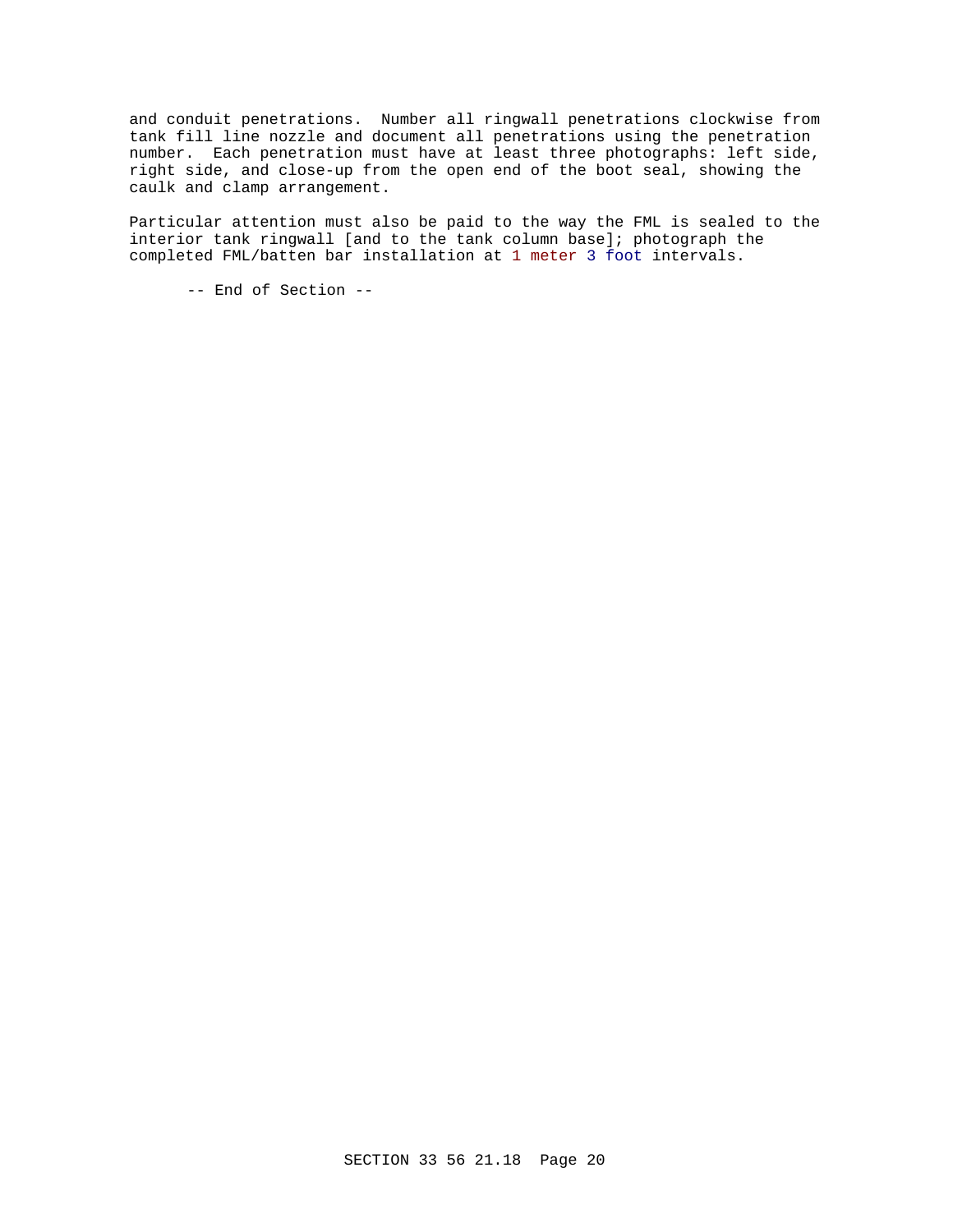and conduit penetrations. Number all ringwall penetrations clockwise from tank fill line nozzle and document all penetrations using the penetration number. Each penetration must have at least three photographs: left side, right side, and close-up from the open end of the boot seal, showing the caulk and clamp arrangement.

Particular attention must also be paid to the way the FML is sealed to the interior tank ringwall [and to the tank column base]; photograph the completed FML/batten bar installation at 1 meter 3 foot intervals.

-- End of Section --